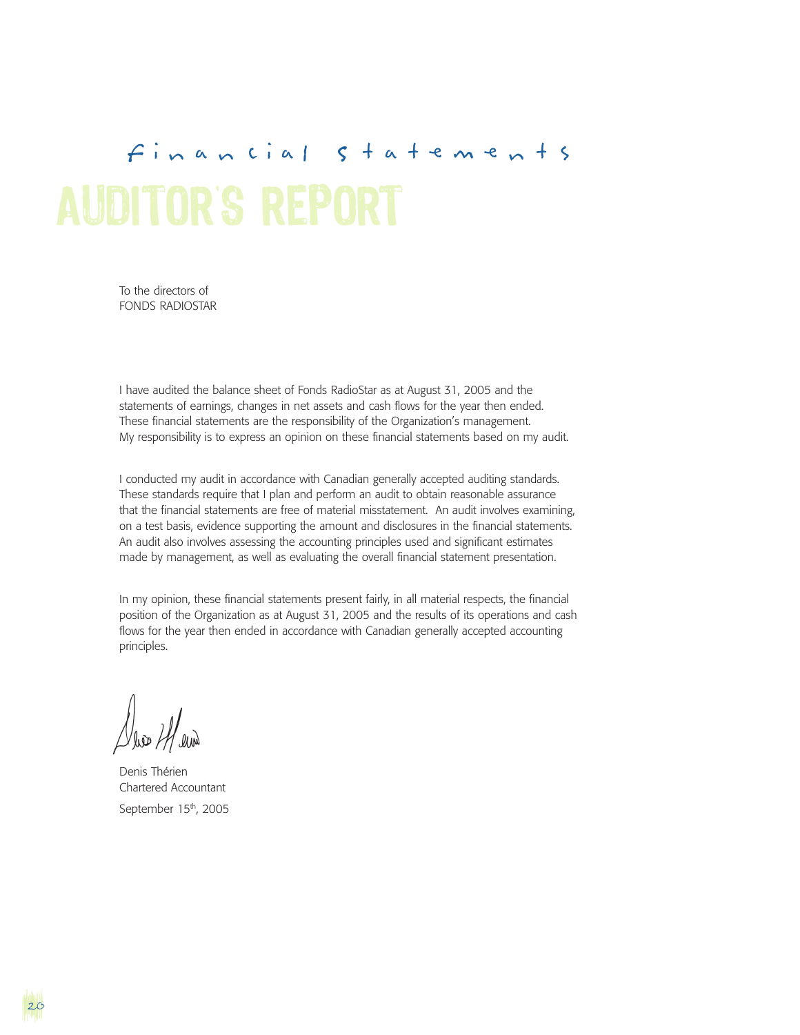## financial statements

# AUDITOR'S REPORT

To the directors of
FONDS RADIOSTAR

I have audited the balance sheet of Fonds RadioStar as at August 31, 2005 and the statements of earnings, changes in net assets and cash flows for the year then ended. These financial statements are the responsibility of the Organization's management. My responsibility is to express an opinion on these financial statements based on my audit.

I conducted my audit in accordance with Canadian generally accepted auditing standards. These standards require that I plan and perform an audit to obtain reasonable assurance that the financial statements are free of material misstatement. An audit involves examining, on a test basis, evidence supporting the amount and disclosures in the financial statements. An audit also involves assessing the accounting principles used and significant estimates made by management, as well as evaluating the overall financial statement presentation.

In my opinion, these financial statements present fairly, in all material respects, the financial position of the Organization as at August 31, 2005 and the results of its operations and cash flows for the year then ended in accordance with Canadian generally accepted accounting principles.

Denis Thérien
Chartered Accountant
September 15th, 2005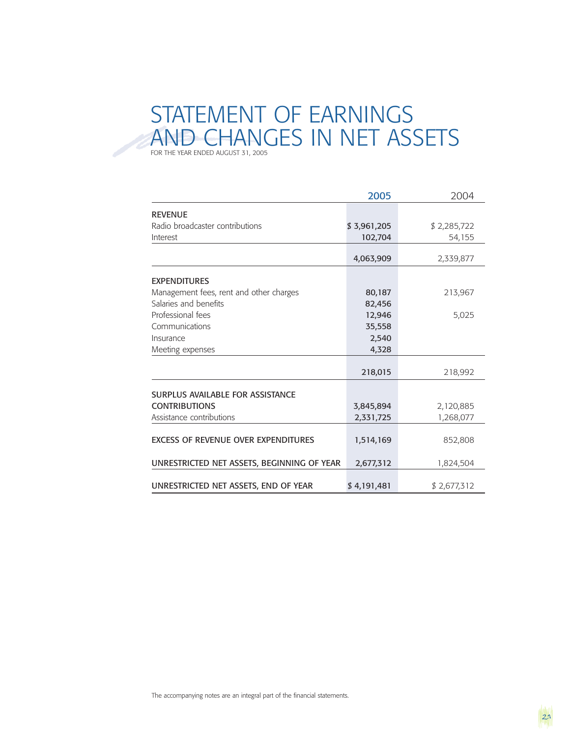# STATEMENT OF EARNINGS AND CHANGES IN NET ASSETS

FOR THE YEAR ENDED AUGUST 31, 2005

| | 2005 | 2004 |
|---|---|---|
| **REVENUE** | | |
| Radio broadcaster contributions | $ 3,961,205 | $ 2,285,722 |
| Interest | 102,704 | 54,155 |
| | 4,063,909 | 2,339,877 |
| **EXPENDITURES** | | |
| Management fees, rent and other charges | 80,187 | 213,967 |
| Salaries and benefits | 82,456 | |
| Professional fees | 12,946 | 5,025 |
| Communications | 35,558 | |
| Insurance | 2,540 | |
| Meeting expenses | 4,328 | |
| | 218,015 | 218,992 |
| **SURPLUS AVAILABLE FOR ASSISTANCE CONTRIBUTIONS** | 3,845,894 | 2,120,885 |
| Assistance contributions | 2,331,725 | 1,268,077 |
| **EXCESS OF REVENUE OVER EXPENDITURES** | 1,514,169 | 852,808 |
| **UNRESTRICTED NET ASSETS, BEGINNING OF YEAR** | 2,677,312 | 1,824,504 |
| **UNRESTRICTED NET ASSETS, END OF YEAR** | $ 4,191,481 | $ 2,677,312 |

The accompanying notes are an integral part of the financial statements.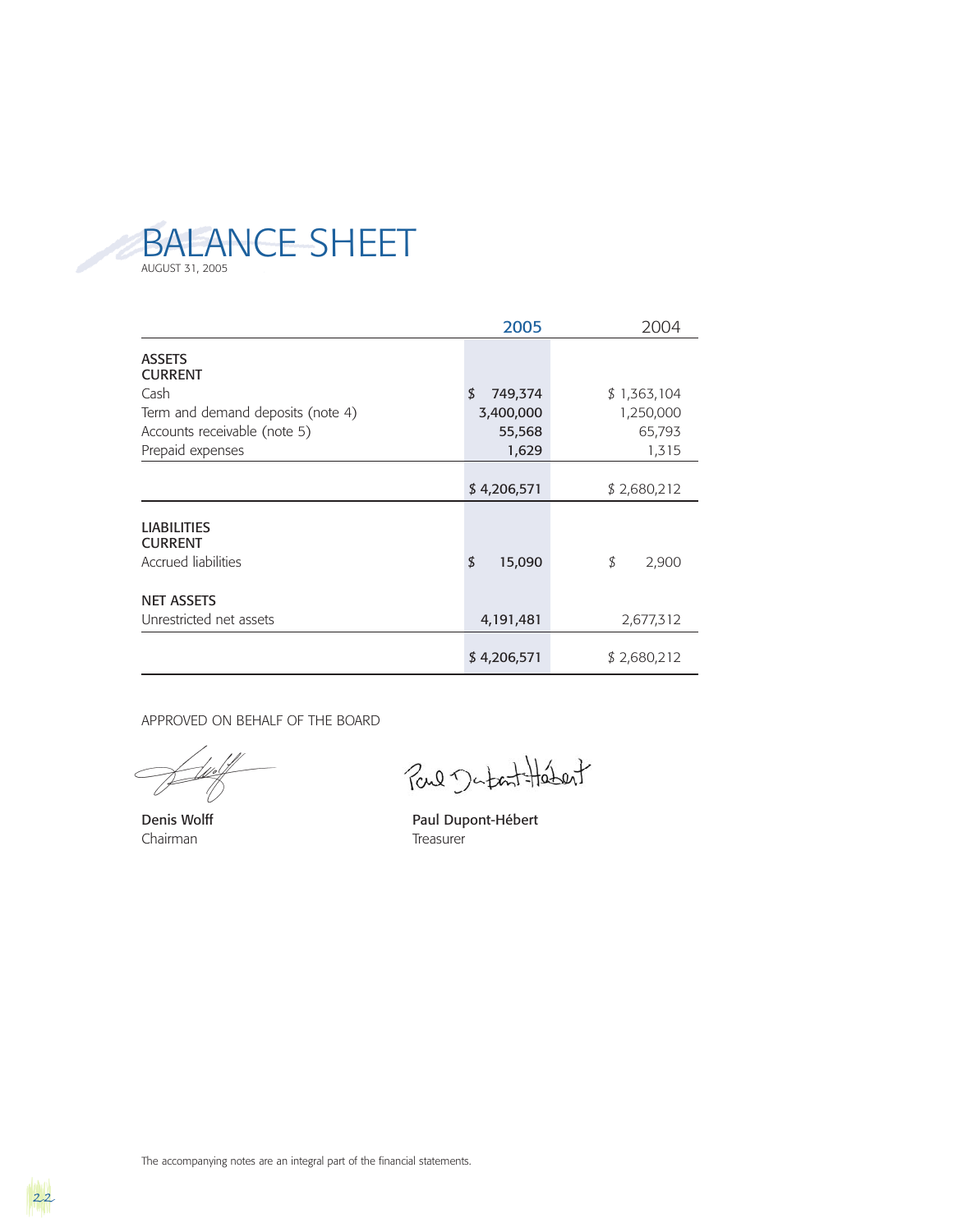# BALANCE SHEET

AUGUST 31, 2005

| | 2005 | 2004 |
|---|---|---|
| **ASSETS** | | |
| **CURRENT** | | |
| Cash | $ 749,374 | $ 1,363,104 |
| Term and demand deposits (note 4) | 3,400,000 | 1,250,000 |
| Accounts receivable (note 5) | 55,568 | 65,793 |
| Prepaid expenses | 1,629 | 1,315 |
| | $ 4,206,571 | $ 2,680,212 |
| **LIABILITIES** | | |
| **CURRENT** | | |
| Accrued liabilities | $ 15,090 | $ 2,900 |
| **NET ASSETS** | | |
| Unrestricted net assets | 4,191,481 | 2,677,312 |
| | $ 4,206,571 | $ 2,680,212 |

APPROVED ON BEHALF OF THE BOARD

**Denis Wolff**
Chairman

**Paul Dupont-Hébert**
Treasurer

The accompanying notes are an integral part of the financial statements.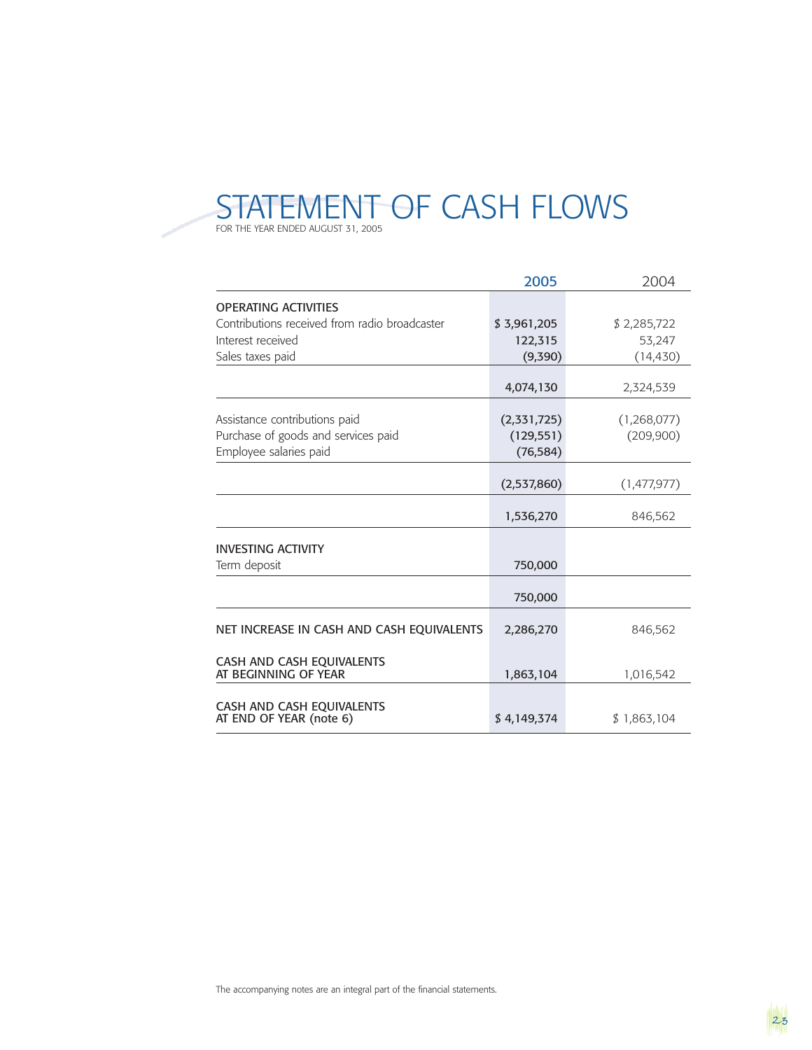# STATEMENT OF CASH FLOWS

FOR THE YEAR ENDED AUGUST 31, 2005

| | 2005 | 2004 |
|---|---|---|
| **OPERATING ACTIVITIES** | | |
| Contributions received from radio broadcaster | $ 3,961,205 | $ 2,285,722 |
| Interest received | 122,315 | 53,247 |
| Sales taxes paid | (9,390) | (14,430) |
| | 4,074,130 | 2,324,539 |
| Assistance contributions paid | (2,331,725) | (1,268,077) |
| Purchase of goods and services paid | (129,551) | (209,900) |
| Employee salaries paid | (76,584) | |
| | (2,537,860) | (1,477,977) |
| | 1,536,270 | 846,562 |
| **INVESTING ACTIVITY** | | |
| Term deposit | 750,000 | |
| | 750,000 | |
| NET INCREASE IN CASH AND CASH EQUIVALENTS | 2,286,270 | 846,562 |
| CASH AND CASH EQUIVALENTS AT BEGINNING OF YEAR | 1,863,104 | 1,016,542 |
| CASH AND CASH EQUIVALENTS AT END OF YEAR (note 6) | $ 4,149,374 | $ 1,863,104 |

The accompanying notes are an integral part of the financial statements.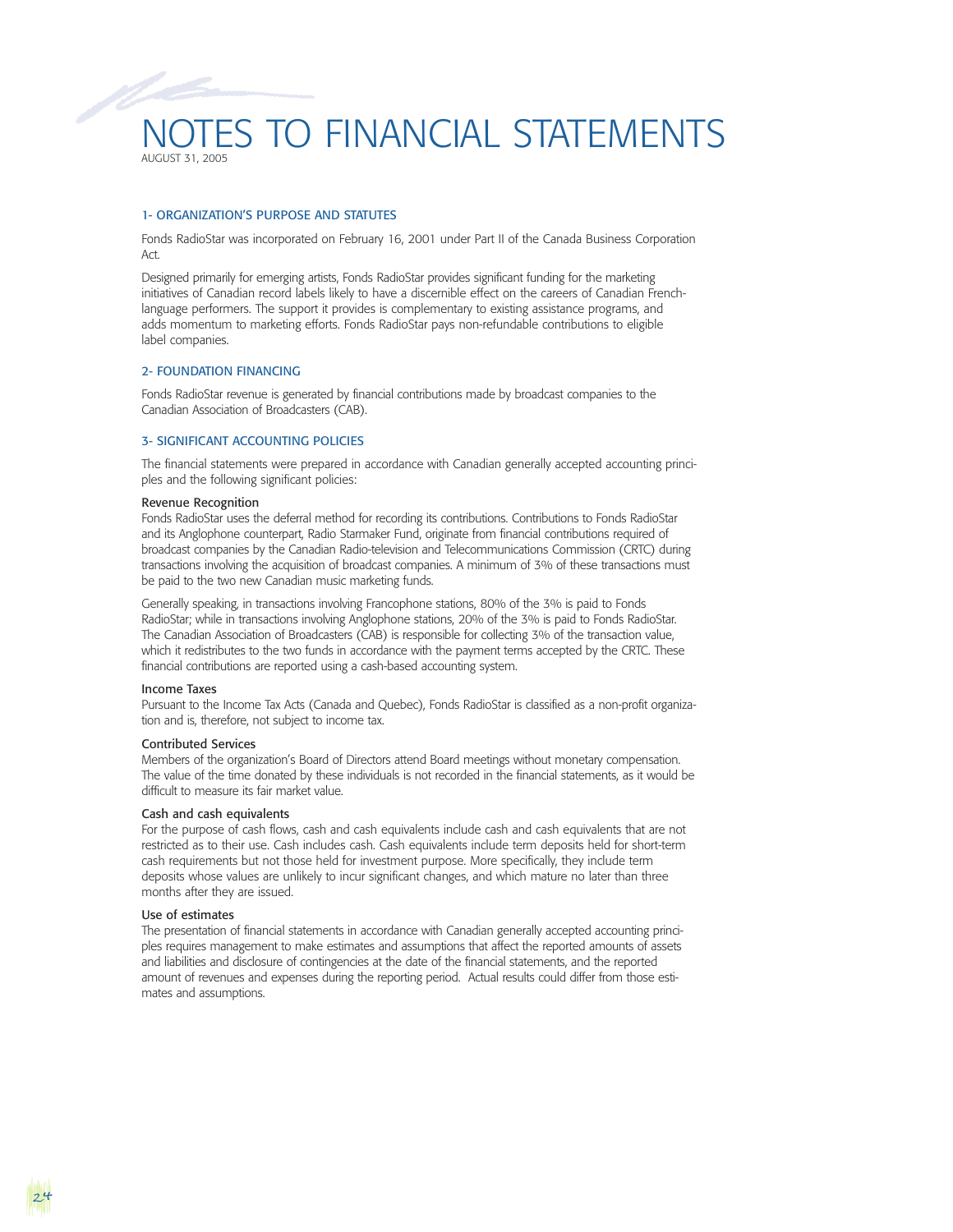# NOTES TO FINANCIAL STATEMENTS

AUGUST 31, 2005

## 1- ORGANIZATION'S PURPOSE AND STATUTES

Fonds RadioStar was incorporated on February 16, 2001 under Part II of the Canada Business Corporation Act.

Designed primarily for emerging artists, Fonds RadioStar provides significant funding for the marketing initiatives of Canadian record labels likely to have a discernible effect on the careers of Canadian French-language performers. The support it provides is complementary to existing assistance programs, and adds momentum to marketing efforts. Fonds RadioStar pays non-refundable contributions to eligible label companies.

## 2- FOUNDATION FINANCING

Fonds RadioStar revenue is generated by financial contributions made by broadcast companies to the Canadian Association of Broadcasters (CAB).

## 3- SIGNIFICANT ACCOUNTING POLICIES

The financial statements were prepared in accordance with Canadian generally accepted accounting principles and the following significant policies:

### Revenue Recognition

Fonds RadioStar uses the deferral method for recording its contributions. Contributions to Fonds RadioStar and its Anglophone counterpart, Radio Starmaker Fund, originate from financial contributions required of broadcast companies by the Canadian Radio-television and Telecommunications Commission (CRTC) during transactions involving the acquisition of broadcast companies. A minimum of 3% of these transactions must be paid to the two new Canadian music marketing funds.

Generally speaking, in transactions involving Francophone stations, 80% of the 3% is paid to Fonds RadioStar; while in transactions involving Anglophone stations, 20% of the 3% is paid to Fonds RadioStar. The Canadian Association of Broadcasters (CAB) is responsible for collecting 3% of the transaction value, which it redistributes to the two funds in accordance with the payment terms accepted by the CRTC. These financial contributions are reported using a cash-based accounting system.

### Income Taxes

Pursuant to the Income Tax Acts (Canada and Quebec), Fonds RadioStar is classified as a non-profit organization and is, therefore, not subject to income tax.

### Contributed Services

Members of the organization's Board of Directors attend Board meetings without monetary compensation. The value of the time donated by these individuals is not recorded in the financial statements, as it would be difficult to measure its fair market value.

### Cash and cash equivalents

For the purpose of cash flows, cash and cash equivalents include cash and cash equivalents that are not restricted as to their use. Cash includes cash. Cash equivalents include term deposits held for short-term cash requirements but not those held for investment purpose. More specifically, they include term deposits whose values are unlikely to incur significant changes, and which mature no later than three months after they are issued.

### Use of estimates

The presentation of financial statements in accordance with Canadian generally accepted accounting principles requires management to make estimates and assumptions that affect the reported amounts of assets and liabilities and disclosure of contingencies at the date of the financial statements, and the reported amount of revenues and expenses during the reporting period. Actual results could differ from those estimates and assumptions.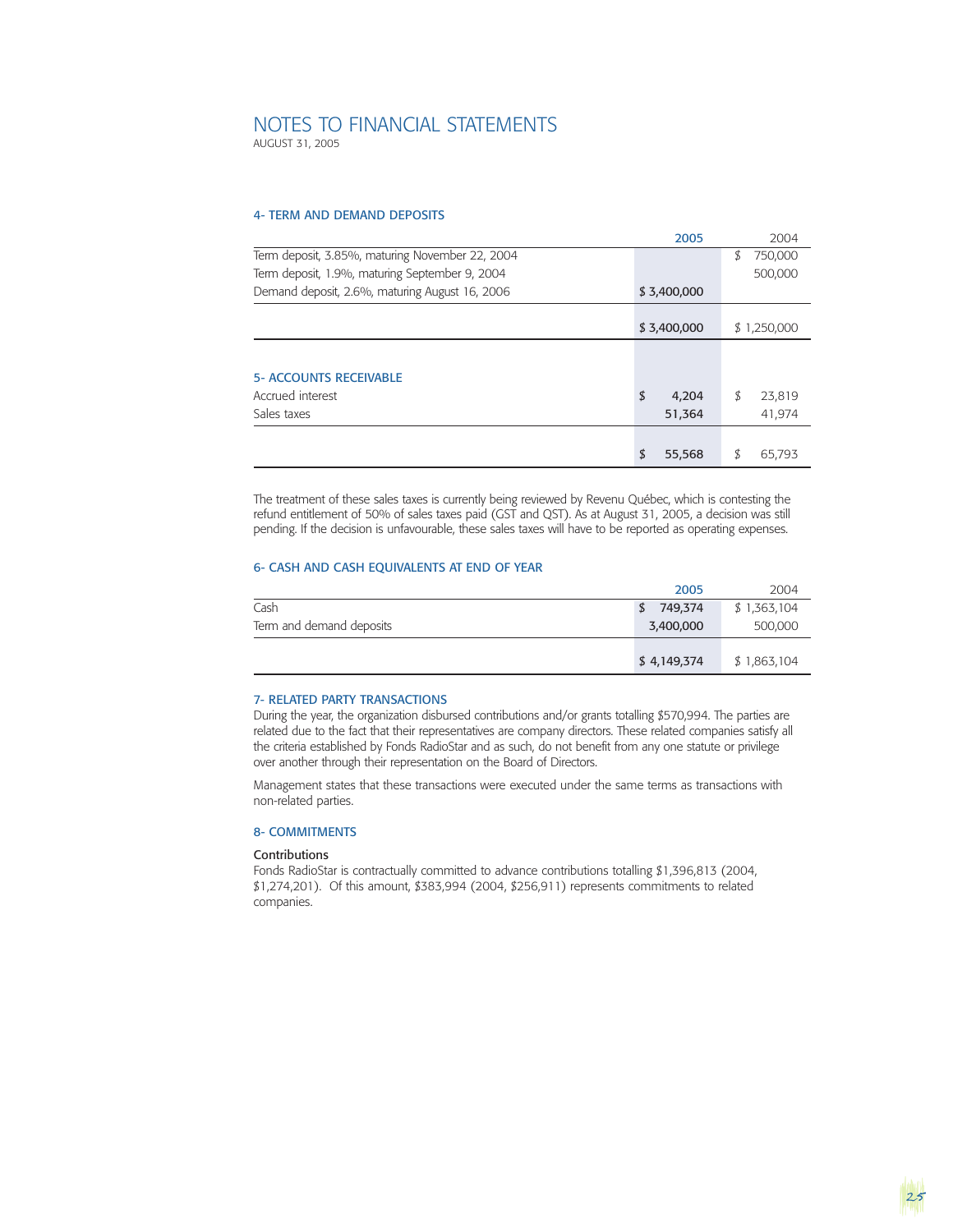# NOTES TO FINANCIAL STATEMENTS

AUGUST 31, 2005

## 4- TERM AND DEMAND DEPOSITS

| | 2005 | 2004 |
|---|---|---|
| Term deposit, 3.85%, maturing November 22, 2004 | | $ 750,000 |
| Term deposit, 1.9%, maturing September 9, 2004 | | 500,000 |
| Demand deposit, 2.6%, maturing August 16, 2006 | $ 3,400,000 | |
| | $ 3,400,000 | $ 1,250,000 |

## 5- ACCOUNTS RECEIVABLE

| | 2005 | 2004 |
|---|---|---|
| Accrued interest | $ 4,204 | $ 23,819 |
| Sales taxes | 51,364 | 41,974 |
| | $ 55,568 | $ 65,793 |

The treatment of these sales taxes is currently being reviewed by Revenu Québec, which is contesting the refund entitlement of 50% of sales taxes paid (GST and QST). As at August 31, 2005, a decision was still pending. If the decision is unfavourable, these sales taxes will have to be reported as operating expenses.

## 6- CASH AND CASH EQUIVALENTS AT END OF YEAR

| | 2005 | 2004 |
|---|---|---|
| Cash | $ 749,374 | $ 1,363,104 |
| Term and demand deposits | 3,400,000 | 500,000 |
| | $ 4,149,374 | $ 1,863,104 |

## 7- RELATED PARTY TRANSACTIONS

During the year, the organization disbursed contributions and/or grants totalling $570,994. The parties are related due to the fact that their representatives are company directors. These related companies satisfy all the criteria established by Fonds RadioStar and as such, do not benefit from any one statute or privilege over another through their representation on the Board of Directors.

Management states that these transactions were executed under the same terms as transactions with non-related parties.

## 8- COMMITMENTS

### Contributions

Fonds RadioStar is contractually committed to advance contributions totalling $1,396,813 (2004, $1,274,201). Of this amount, $383,994 (2004, $256,911) represents commitments to related companies.